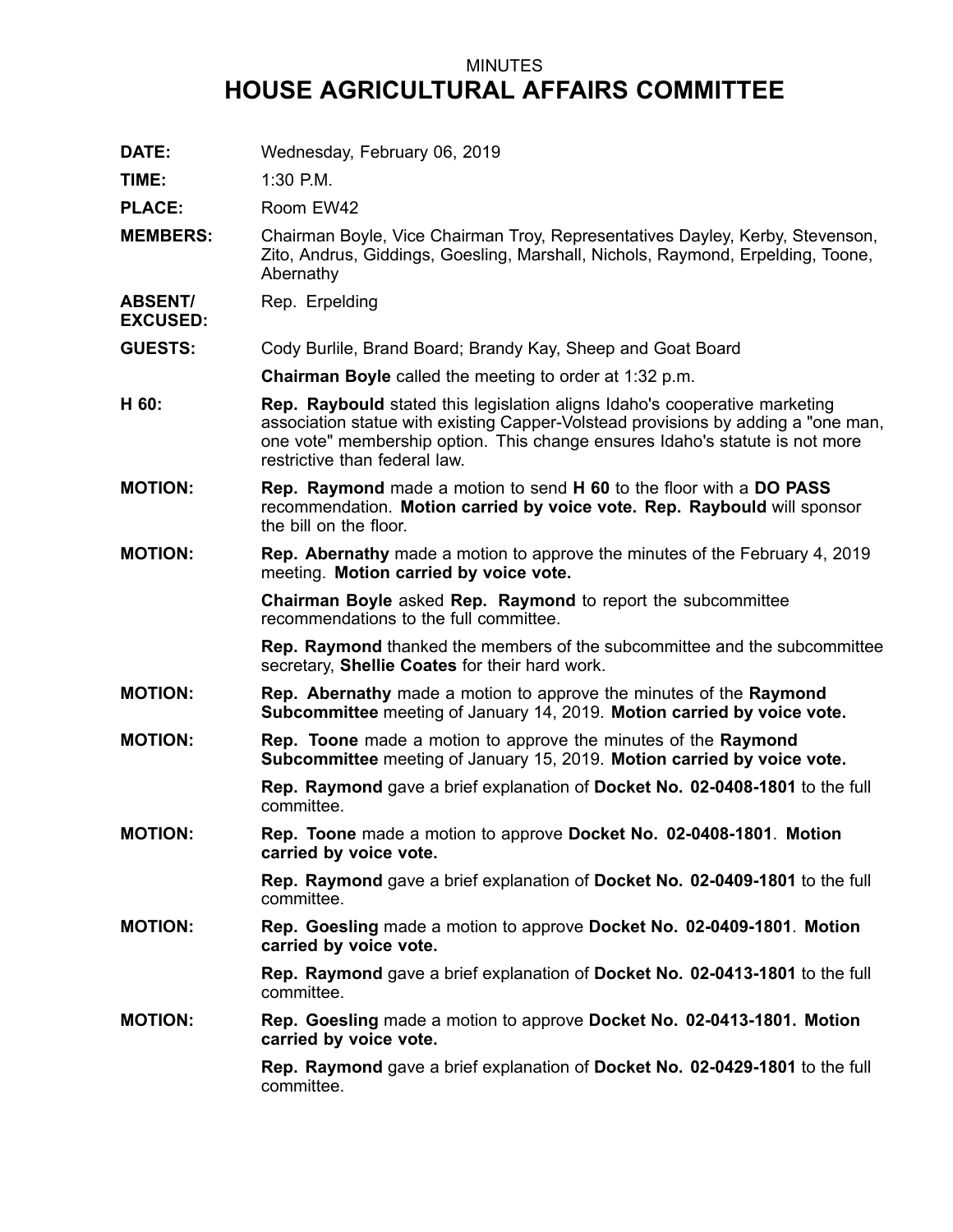MINUTES

# HOUSE AGRICULTURAL AFFAIRS COMMITTEE

**DATE:** Wednesday, February 06, 2019

**TIME:** 1:30 P.M.

**PLACE:** Room EW42

**MEMBERS:** Chairman Boyle, Vice Chairman Troy, Representatives Dayley, Kerby, Stevenson, Zito, Andrus, Giddings, Goesling, Marshall, Nichols, Raymond, Erpelding, Toone, Abernathy

**ABSENT/ EXCUSED:** Rep. Erpelding

**GUESTS:** Cody Burlile, Brand Board; Brandy Kay, Sheep and Goat Board

**Chairman Boyle** called the meeting to order at 1:32 p.m.

**H 60:** **Rep. Raybould** stated this legislation aligns Idaho's cooperative marketing association statue with existing Capper-Volstead provisions by adding a "one man, one vote" membership option. This change ensures Idaho's statute is not more restrictive than federal law.

**MOTION:** **Rep. Raymond** made a motion to send **H 60** to the floor with a **DO PASS** recommendation. **Motion carried by voice vote. Rep. Raybould** will sponsor the bill on the floor.

**MOTION:** **Rep. Abernathy** made a motion to approve the minutes of the February 4, 2019 meeting. **Motion carried by voice vote.**

**Chairman Boyle** asked **Rep. Raymond** to report the subcommittee recommendations to the full committee.

**Rep. Raymond** thanked the members of the subcommittee and the subcommittee secretary, **Shellie Coates** for their hard work.

**MOTION:** **Rep. Abernathy** made a motion to approve the minutes of the **Raymond Subcommittee** meeting of January 14, 2019. **Motion carried by voice vote.**

**MOTION:** **Rep. Toone** made a motion to approve the minutes of the **Raymond Subcommittee** meeting of January 15, 2019. **Motion carried by voice vote.**

**Rep. Raymond** gave a brief explanation of **Docket No. 02-0408-1801** to the full committee.

**MOTION:** **Rep. Toone** made a motion to approve **Docket No. 02-0408-1801**. **Motion carried by voice vote.**

**Rep. Raymond** gave a brief explanation of **Docket No. 02-0409-1801** to the full committee.

**MOTION:** **Rep. Goesling** made a motion to approve **Docket No. 02-0409-1801**. **Motion carried by voice vote.**

**Rep. Raymond** gave a brief explanation of **Docket No. 02-0413-1801** to the full committee.

**MOTION:** **Rep. Goesling** made a motion to approve **Docket No. 02-0413-1801. Motion carried by voice vote.**

**Rep. Raymond** gave a brief explanation of **Docket No. 02-0429-1801** to the full committee.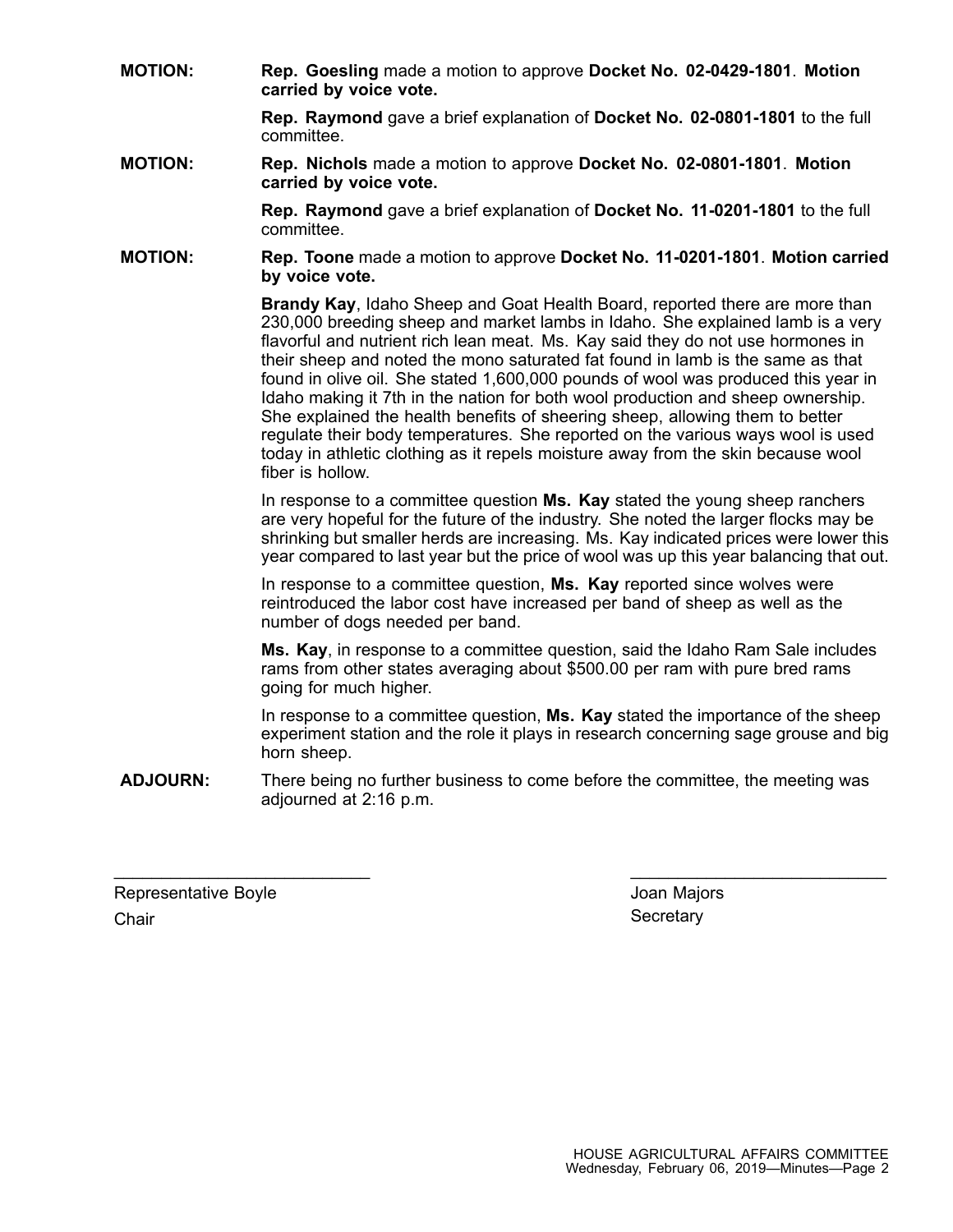**MOTION:** **Rep. Goesling** made a motion to approve **Docket No. 02-0429-1801**. **Motion carried by voice vote.**

**Rep. Raymond** gave a brief explanation of **Docket No. 02-0801-1801** to the full committee.

**MOTION:** **Rep. Nichols** made a motion to approve **Docket No. 02-0801-1801**. **Motion carried by voice vote.**

**Rep. Raymond** gave a brief explanation of **Docket No. 11-0201-1801** to the full committee.

**MOTION:** **Rep. Toone** made a motion to approve **Docket No. 11-0201-1801**. **Motion carried by voice vote.**

**Brandy Kay**, Idaho Sheep and Goat Health Board, reported there are more than 230,000 breeding sheep and market lambs in Idaho. She explained lamb is a very flavorful and nutrient rich lean meat. Ms. Kay said they do not use hormones in their sheep and noted the mono saturated fat found in lamb is the same as that found in olive oil. She stated 1,600,000 pounds of wool was produced this year in Idaho making it 7th in the nation for both wool production and sheep ownership. She explained the health benefits of sheering sheep, allowing them to better regulate their body temperatures. She reported on the various ways wool is used today in athletic clothing as it repels moisture away from the skin because wool fiber is hollow.

In response to a committee question **Ms. Kay** stated the young sheep ranchers are very hopeful for the future of the industry. She noted the larger flocks may be shrinking but smaller herds are increasing. Ms. Kay indicated prices were lower this year compared to last year but the price of wool was up this year balancing that out.

In response to a committee question, **Ms. Kay** reported since wolves were reintroduced the labor cost have increased per band of sheep as well as the number of dogs needed per band.

**Ms. Kay**, in response to a committee question, said the Idaho Ram Sale includes rams from other states averaging about $500.00 per ram with pure bred rams going for much higher.

In response to a committee question, **Ms. Kay** stated the importance of the sheep experiment station and the role it plays in research concerning sage grouse and big horn sheep.

**ADJOURN:** There being no further business to come before the committee, the meeting was adjourned at 2:16 p.m.

___________________________

Representative Boyle
Chair

___________________________

Joan Majors
Secretary